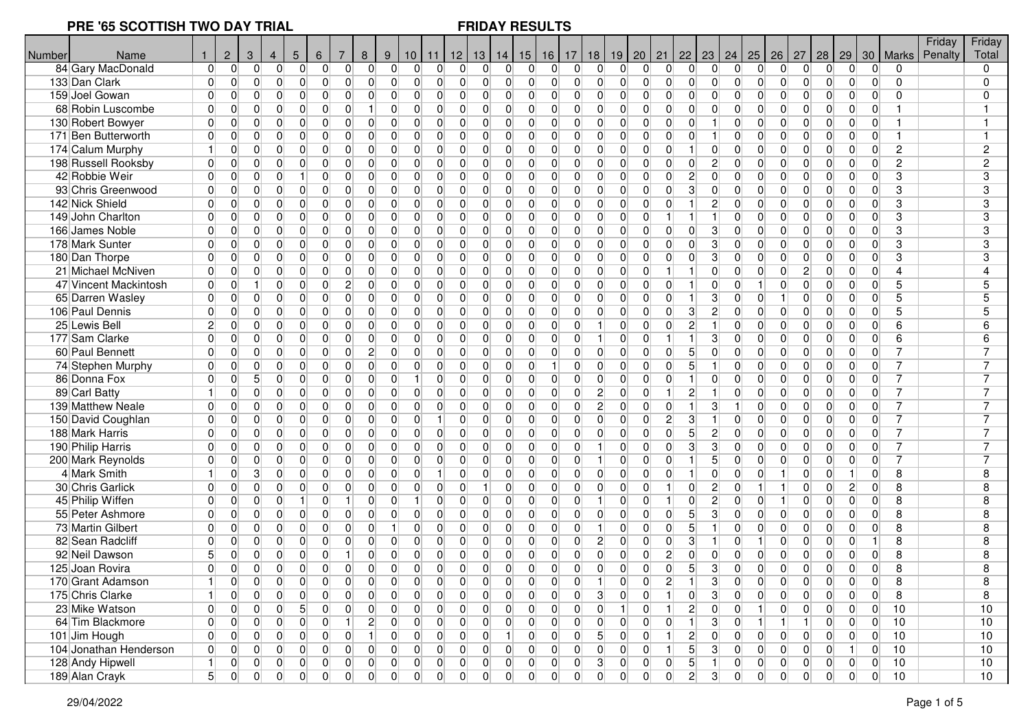## PRE '65 SCOTTISH TWO DAY TRIAL

## FRIDAY RESULTS

| Number | Name | 1 | 2 | 3 | 4 | 5 | 6 | 7 | 8 | 9 | 10 | 11 | 12 | 13 | 14 | 15 | 16 | 17 | 18 | 19 | 20 | 21 | 22 | 23 | 24 | 25 | 26 | 27 | 28 | 29 | 30 | Marks | Friday Penalty | Friday Total |
|---|---|---|---|---|---|---|---|---|---|---|---|---|---|---|---|---|---|---|---|---|---|---|---|---|---|---|---|---|---|---|---|---|---|---|
| 84 | Gary MacDonald | 0 | 0 | 0 | 0 | 0 | 0 | 0 | 0 | 0 | 0 | 0 | 0 | 0 | 0 | 0 | 0 | 0 | 0 | 0 | 0 | 0 | 0 | 0 | 0 | 0 | 0 | 0 | 0 | 0 | 0 | 0 | | 0 |
| 133 | Dan Clark | 0 | 0 | 0 | 0 | 0 | 0 | 0 | 0 | 0 | 0 | 0 | 0 | 0 | 0 | 0 | 0 | 0 | 0 | 0 | 0 | 0 | 0 | 0 | 0 | 0 | 0 | 0 | 0 | 0 | 0 | 0 | | 0 |
| 159 | Joel Gowan | 0 | 0 | 0 | 0 | 0 | 0 | 0 | 0 | 0 | 0 | 0 | 0 | 0 | 0 | 0 | 0 | 0 | 0 | 0 | 0 | 0 | 0 | 0 | 0 | 0 | 0 | 0 | 0 | 0 | 0 | 0 | | 0 |
| 68 | Robin Luscombe | 0 | 0 | 0 | 0 | 0 | 0 | 0 | 1 | 0 | 0 | 0 | 0 | 0 | 0 | 0 | 0 | 0 | 0 | 0 | 0 | 0 | 0 | 0 | 0 | 0 | 0 | 0 | 0 | 0 | 0 | 1 | | 1 |
| 130 | Robert Bowyer | 0 | 0 | 0 | 0 | 0 | 0 | 0 | 0 | 0 | 0 | 0 | 0 | 0 | 0 | 0 | 0 | 0 | 0 | 0 | 0 | 0 | 0 | 1 | 0 | 0 | 0 | 0 | 0 | 0 | 0 | 1 | | 1 |
| 171 | Ben Butterworth | 0 | 0 | 0 | 0 | 0 | 0 | 0 | 0 | 0 | 0 | 0 | 0 | 0 | 0 | 0 | 0 | 0 | 0 | 0 | 0 | 0 | 0 | 1 | 0 | 0 | 0 | 0 | 0 | 0 | 0 | 1 | | 1 |
| 174 | Calum Murphy | 1 | 0 | 0 | 0 | 0 | 0 | 0 | 0 | 0 | 0 | 0 | 0 | 0 | 0 | 0 | 0 | 0 | 0 | 0 | 0 | 0 | 1 | 0 | 0 | 0 | 0 | 0 | 0 | 0 | 0 | 2 | | 2 |
| 198 | Russell Rooksby | 0 | 0 | 0 | 0 | 0 | 0 | 0 | 0 | 0 | 0 | 0 | 0 | 0 | 0 | 0 | 0 | 0 | 0 | 0 | 0 | 0 | 0 | 2 | 0 | 0 | 0 | 0 | 0 | 0 | 0 | 2 | | 2 |
| 42 | Robbie Weir | 0 | 0 | 0 | 0 | 1 | 0 | 0 | 0 | 0 | 0 | 0 | 0 | 0 | 0 | 0 | 0 | 0 | 0 | 0 | 0 | 0 | 2 | 0 | 0 | 0 | 0 | 0 | 0 | 0 | 0 | 3 | | 3 |
| 93 | Chris Greenwood | 0 | 0 | 0 | 0 | 0 | 0 | 0 | 0 | 0 | 0 | 0 | 0 | 0 | 0 | 0 | 0 | 0 | 0 | 0 | 0 | 0 | 3 | 0 | 0 | 0 | 0 | 0 | 0 | 0 | 0 | 3 | | 3 |
| 142 | Nick Shield | 0 | 0 | 0 | 0 | 0 | 0 | 0 | 0 | 0 | 0 | 0 | 0 | 0 | 0 | 0 | 0 | 0 | 0 | 0 | 0 | 0 | 1 | 2 | 0 | 0 | 0 | 0 | 0 | 0 | 0 | 3 | | 3 |
| 149 | John Charlton | 0 | 0 | 0 | 0 | 0 | 0 | 0 | 0 | 0 | 0 | 0 | 0 | 0 | 0 | 0 | 0 | 0 | 0 | 0 | 0 | 1 | 1 | 1 | 0 | 0 | 0 | 0 | 0 | 0 | 0 | 3 | | 3 |
| 166 | James Noble | 0 | 0 | 0 | 0 | 0 | 0 | 0 | 0 | 0 | 0 | 0 | 0 | 0 | 0 | 0 | 0 | 0 | 0 | 0 | 0 | 0 | 0 | 3 | 0 | 0 | 0 | 0 | 0 | 0 | 0 | 3 | | 3 |
| 178 | Mark Sunter | 0 | 0 | 0 | 0 | 0 | 0 | 0 | 0 | 0 | 0 | 0 | 0 | 0 | 0 | 0 | 0 | 0 | 0 | 0 | 0 | 0 | 0 | 3 | 0 | 0 | 0 | 0 | 0 | 0 | 0 | 3 | | 3 |
| 180 | Dan Thorpe | 0 | 0 | 0 | 0 | 0 | 0 | 0 | 0 | 0 | 0 | 0 | 0 | 0 | 0 | 0 | 0 | 0 | 0 | 0 | 0 | 0 | 0 | 3 | 0 | 0 | 0 | 0 | 0 | 0 | 0 | 3 | | 3 |
| 21 | Michael McNiven | 0 | 0 | 0 | 0 | 0 | 0 | 0 | 0 | 0 | 0 | 0 | 0 | 0 | 0 | 0 | 0 | 0 | 0 | 0 | 0 | 1 | 1 | 0 | 0 | 0 | 0 | 2 | 0 | 0 | 0 | 4 | | 4 |
| 47 | Vincent Mackintosh | 0 | 0 | 1 | 0 | 0 | 0 | 2 | 0 | 0 | 0 | 0 | 0 | 0 | 0 | 0 | 0 | 0 | 0 | 0 | 0 | 0 | 1 | 0 | 0 | 1 | 0 | 0 | 0 | 0 | 0 | 5 | | 5 |
| 65 | Darren Wasley | 0 | 0 | 0 | 0 | 0 | 0 | 0 | 0 | 0 | 0 | 0 | 0 | 0 | 0 | 0 | 0 | 0 | 0 | 0 | 0 | 0 | 1 | 3 | 0 | 0 | 1 | 0 | 0 | 0 | 0 | 5 | | 5 |
| 106 | Paul Dennis | 0 | 0 | 0 | 0 | 0 | 0 | 0 | 0 | 0 | 0 | 0 | 0 | 0 | 0 | 0 | 0 | 0 | 0 | 0 | 0 | 0 | 3 | 2 | 0 | 0 | 0 | 0 | 0 | 0 | 0 | 5 | | 5 |
| 25 | Lewis Bell | 2 | 0 | 0 | 0 | 0 | 0 | 0 | 0 | 0 | 0 | 0 | 0 | 0 | 0 | 0 | 0 | 0 | 1 | 0 | 0 | 0 | 2 | 1 | 0 | 0 | 0 | 0 | 0 | 0 | 0 | 6 | | 6 |
| 177 | Sam Clarke | 0 | 0 | 0 | 0 | 0 | 0 | 0 | 0 | 0 | 0 | 0 | 0 | 0 | 0 | 0 | 0 | 0 | 1 | 0 | 0 | 1 | 1 | 3 | 0 | 0 | 0 | 0 | 0 | 0 | 0 | 6 | | 6 |
| 60 | Paul Bennett | 0 | 0 | 0 | 0 | 0 | 0 | 0 | 2 | 0 | 0 | 0 | 0 | 0 | 0 | 0 | 0 | 0 | 0 | 0 | 0 | 0 | 5 | 0 | 0 | 0 | 0 | 0 | 0 | 0 | 0 | 7 | | 7 |
| 74 | Stephen Murphy | 0 | 0 | 0 | 0 | 0 | 0 | 0 | 0 | 0 | 0 | 0 | 0 | 0 | 0 | 0 | 1 | 0 | 0 | 0 | 0 | 0 | 5 | 1 | 0 | 0 | 0 | 0 | 0 | 0 | 0 | 7 | | 7 |
| 86 | Donna Fox | 0 | 0 | 5 | 0 | 0 | 0 | 0 | 0 | 0 | 1 | 0 | 0 | 0 | 0 | 0 | 0 | 0 | 0 | 0 | 0 | 0 | 1 | 0 | 0 | 0 | 0 | 0 | 0 | 0 | 0 | 7 | | 7 |
| 89 | Carl Batty | 1 | 0 | 0 | 0 | 0 | 0 | 0 | 0 | 0 | 0 | 0 | 0 | 0 | 0 | 0 | 0 | 0 | 2 | 0 | 0 | 1 | 2 | 1 | 0 | 0 | 0 | 0 | 0 | 0 | 0 | 7 | | 7 |
| 139 | Matthew Neale | 0 | 0 | 0 | 0 | 0 | 0 | 0 | 0 | 0 | 0 | 0 | 0 | 0 | 0 | 0 | 0 | 0 | 2 | 0 | 0 | 0 | 1 | 3 | 1 | 0 | 0 | 0 | 0 | 0 | 0 | 7 | | 7 |
| 150 | David Coughlan | 0 | 0 | 0 | 0 | 0 | 0 | 0 | 0 | 0 | 0 | 1 | 0 | 0 | 0 | 0 | 0 | 0 | 0 | 0 | 0 | 2 | 3 | 1 | 0 | 0 | 0 | 0 | 0 | 0 | 0 | 7 | | 7 |
| 188 | Mark Harris | 0 | 0 | 0 | 0 | 0 | 0 | 0 | 0 | 0 | 0 | 0 | 0 | 0 | 0 | 0 | 0 | 0 | 0 | 0 | 0 | 0 | 5 | 2 | 0 | 0 | 0 | 0 | 0 | 0 | 0 | 7 | | 7 |
| 190 | Philip Harris | 0 | 0 | 0 | 0 | 0 | 0 | 0 | 0 | 0 | 0 | 0 | 0 | 0 | 0 | 0 | 0 | 0 | 1 | 0 | 0 | 0 | 3 | 3 | 0 | 0 | 0 | 0 | 0 | 0 | 0 | 7 | | 7 |
| 200 | Mark Reynolds | 0 | 0 | 0 | 0 | 0 | 0 | 0 | 0 | 0 | 0 | 0 | 0 | 0 | 0 | 0 | 0 | 0 | 1 | 0 | 0 | 0 | 1 | 5 | 0 | 0 | 0 | 0 | 0 | 0 | 0 | 7 | | 7 |
| 4 | Mark Smith | 1 | 0 | 3 | 0 | 0 | 0 | 0 | 0 | 0 | 0 | 1 | 0 | 0 | 0 | 0 | 0 | 0 | 0 | 0 | 0 | 0 | 1 | 0 | 0 | 0 | 1 | 0 | 0 | 1 | 0 | 8 | | 8 |
| 30 | Chris Garlick | 0 | 0 | 0 | 0 | 0 | 0 | 0 | 0 | 0 | 0 | 0 | 0 | 1 | 0 | 0 | 0 | 0 | 0 | 0 | 0 | 1 | 0 | 2 | 0 | 1 | 1 | 0 | 0 | 2 | 0 | 8 | | 8 |
| 45 | Philip Wiffen | 0 | 0 | 0 | 0 | 1 | 0 | 1 | 0 | 0 | 1 | 0 | 0 | 0 | 0 | 0 | 0 | 0 | 1 | 0 | 0 | 1 | 0 | 2 | 0 | 0 | 1 | 0 | 0 | 0 | 0 | 8 | | 8 |
| 55 | Peter Ashmore | 0 | 0 | 0 | 0 | 0 | 0 | 0 | 0 | 0 | 0 | 0 | 0 | 0 | 0 | 0 | 0 | 0 | 0 | 0 | 0 | 0 | 5 | 3 | 0 | 0 | 0 | 0 | 0 | 0 | 0 | 8 | | 8 |
| 73 | Martin Gilbert | 0 | 0 | 0 | 0 | 0 | 0 | 0 | 0 | 1 | 0 | 0 | 0 | 0 | 0 | 0 | 0 | 0 | 1 | 0 | 0 | 0 | 5 | 1 | 0 | 0 | 0 | 0 | 0 | 0 | 0 | 8 | | 8 |
| 82 | Sean Radcliff | 0 | 0 | 0 | 0 | 0 | 0 | 0 | 0 | 0 | 0 | 0 | 0 | 0 | 0 | 0 | 0 | 0 | 2 | 0 | 0 | 0 | 3 | 1 | 0 | 1 | 0 | 0 | 0 | 0 | 1 | 8 | | 8 |
| 92 | Neil Dawson | 5 | 0 | 0 | 0 | 0 | 0 | 1 | 0 | 0 | 0 | 0 | 0 | 0 | 0 | 0 | 0 | 0 | 0 | 0 | 0 | 2 | 0 | 0 | 0 | 0 | 0 | 0 | 0 | 0 | 0 | 8 | | 8 |
| 125 | Joan Rovira | 0 | 0 | 0 | 0 | 0 | 0 | 0 | 0 | 0 | 0 | 0 | 0 | 0 | 0 | 0 | 0 | 0 | 0 | 0 | 0 | 0 | 5 | 3 | 0 | 0 | 0 | 0 | 0 | 0 | 0 | 8 | | 8 |
| 170 | Grant Adamson | 1 | 0 | 0 | 0 | 0 | 0 | 0 | 0 | 0 | 0 | 0 | 0 | 0 | 0 | 0 | 0 | 0 | 1 | 0 | 0 | 2 | 1 | 3 | 0 | 0 | 0 | 0 | 0 | 0 | 0 | 8 | | 8 |
| 175 | Chris Clarke | 1 | 0 | 0 | 0 | 0 | 0 | 0 | 0 | 0 | 0 | 0 | 0 | 0 | 0 | 0 | 0 | 0 | 3 | 0 | 0 | 1 | 0 | 3 | 0 | 0 | 0 | 0 | 0 | 0 | 0 | 8 | | 8 |
| 23 | Mike Watson | 0 | 0 | 0 | 0 | 5 | 0 | 0 | 0 | 0 | 0 | 0 | 0 | 0 | 0 | 0 | 0 | 0 | 0 | 1 | 0 | 1 | 2 | 0 | 0 | 1 | 0 | 0 | 0 | 0 | 0 | 10 | | 10 |
| 64 | Tim Blackmore | 0 | 0 | 0 | 0 | 0 | 0 | 1 | 2 | 0 | 0 | 0 | 0 | 0 | 0 | 0 | 0 | 0 | 0 | 0 | 0 | 0 | 1 | 3 | 0 | 1 | 1 | 1 | 0 | 0 | 0 | 10 | | 10 |
| 101 | Jim Hough | 0 | 0 | 0 | 0 | 0 | 0 | 0 | 1 | 0 | 0 | 0 | 0 | 0 | 1 | 0 | 0 | 0 | 5 | 0 | 0 | 1 | 2 | 0 | 0 | 0 | 0 | 0 | 0 | 0 | 0 | 10 | | 10 |
| 104 | Jonathan Henderson | 0 | 0 | 0 | 0 | 0 | 0 | 0 | 0 | 0 | 0 | 0 | 0 | 0 | 0 | 0 | 0 | 0 | 0 | 0 | 0 | 1 | 5 | 3 | 0 | 0 | 0 | 0 | 0 | 1 | 0 | 10 | | 10 |
| 128 | Andy Hipwell | 1 | 0 | 0 | 0 | 0 | 0 | 0 | 0 | 0 | 0 | 0 | 0 | 0 | 0 | 0 | 0 | 0 | 3 | 0 | 0 | 0 | 5 | 1 | 0 | 0 | 0 | 0 | 0 | 0 | 0 | 10 | | 10 |
| 189 | Alan Crayk | 5 | 0 | 0 | 0 | 0 | 0 | 0 | 0 | 0 | 0 | 0 | 0 | 0 | 0 | 0 | 0 | 0 | 0 | 0 | 0 | 0 | 2 | 3 | 0 | 0 | 0 | 0 | 0 | 0 | 0 | 10 | | 10 |

29/04/2022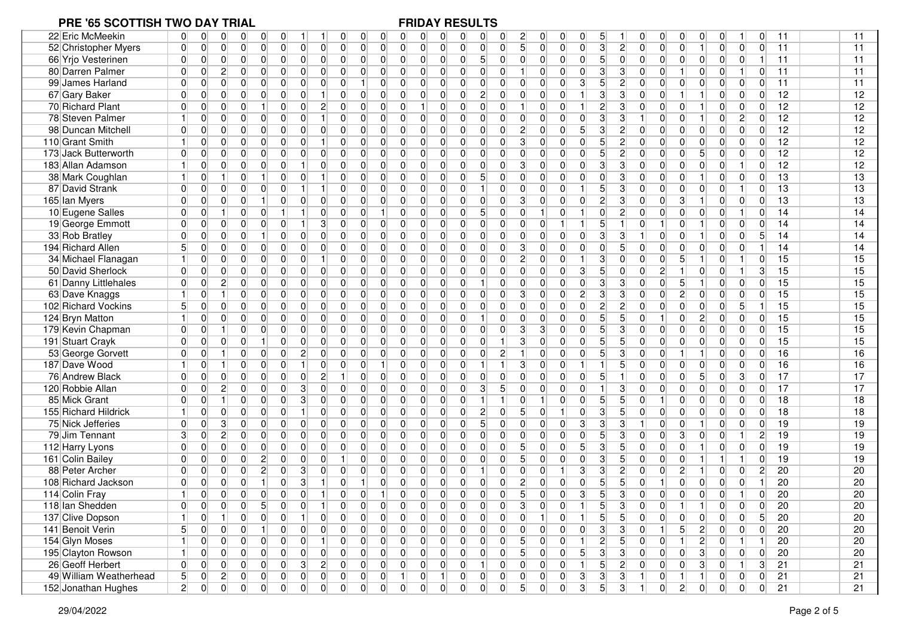# PRE '65 SCOTTISH TWO DAY TRIAL

## FRIDAY RESULTS

| | | | | | | | | | | | | | | | | | | | | | | | | | | | | | | | | | | | | |
|---|---|---|---|---|---|---|---|---|---|---|---|---|---|---|---|---|---|---|---|---|---|---|---|---|---|---|---|---|---|---|---|---|---|---|---|---|
| 22 | Eric McMeekin | 0 | 0 | 0 | 0 | 0 | 0 | 1 | 1 | 0 | 0 | 0 | 0 | 0 | 0 | 0 | 0 | 0 | 0 | 0 | 0 | 2 | 0 | 0 | 0 | 5 | 1 | 0 | 0 | 0 | 0 | 0 | 1 | 0 | 11 | | 11 |
| 52 | Christopher Myers | 0 | 0 | 0 | 0 | 0 | 0 | 0 | 0 | 0 | 0 | 0 | 0 | 0 | 0 | 0 | 0 | 0 | 0 | 0 | 0 | 5 | 0 | 0 | 0 | 3 | 2 | 0 | 0 | 0 | 1 | 0 | 0 | 0 | 11 | | 11 |
| 66 | Yrjo Vesterinen | 0 | 0 | 0 | 0 | 0 | 0 | 0 | 0 | 0 | 0 | 0 | 0 | 0 | 0 | 0 | 0 | 0 | 5 | 0 | 0 | 0 | 0 | 0 | 0 | 5 | 0 | 0 | 0 | 0 | 0 | 0 | 0 | 1 | 11 | | 11 |
| 80 | Darren Palmer | 0 | 0 | 2 | 0 | 0 | 0 | 0 | 0 | 0 | 0 | 0 | 0 | 0 | 0 | 0 | 0 | 0 | 0 | 0 | 0 | 1 | 0 | 0 | 0 | 3 | 3 | 0 | 0 | 0 | 1 | 0 | 1 | 0 | 11 | | 11 |
| 99 | James Harland | 0 | 0 | 0 | 0 | 0 | 0 | 0 | 0 | 0 | 0 | 1 | 0 | 0 | 0 | 0 | 0 | 0 | 0 | 0 | 0 | 0 | 0 | 0 | 3 | 5 | 2 | 0 | 0 | 0 | 0 | 0 | 0 | 0 | 11 | | 11 |
| 67 | Gary Baker | 0 | 0 | 0 | 0 | 0 | 0 | 0 | 0 | 1 | 0 | 0 | 0 | 0 | 0 | 0 | 0 | 0 | 2 | 0 | 0 | 0 | 0 | 0 | 1 | 3 | 3 | 0 | 0 | 1 | 1 | 0 | 0 | 0 | 12 | | 12 |
| 70 | Richard Plant | 0 | 0 | 0 | 0 | 1 | 0 | 0 | 0 | 2 | 0 | 0 | 0 | 0 | 1 | 0 | 0 | 0 | 0 | 0 | 0 | 1 | 0 | 0 | 1 | 2 | 3 | 0 | 0 | 0 | 1 | 0 | 0 | 0 | 12 | | 12 |
| 78 | Steven Palmer | 1 | 0 | 0 | 0 | 0 | 0 | 0 | 0 | 1 | 0 | 0 | 0 | 0 | 0 | 0 | 0 | 0 | 0 | 0 | 0 | 0 | 0 | 0 | 0 | 3 | 3 | 1 | 0 | 0 | 1 | 0 | 2 | 0 | 12 | | 12 |
| 98 | Duncan Mitchell | 0 | 0 | 0 | 0 | 0 | 0 | 0 | 0 | 0 | 0 | 0 | 0 | 0 | 0 | 0 | 0 | 0 | 0 | 0 | 0 | 2 | 0 | 0 | 5 | 3 | 2 | 0 | 0 | 0 | 0 | 0 | 0 | 0 | 12 | | 12 |
| 110 | Grant Smith | 1 | 0 | 0 | 0 | 0 | 0 | 0 | 0 | 1 | 0 | 0 | 0 | 0 | 0 | 0 | 0 | 0 | 0 | 0 | 0 | 3 | 0 | 0 | 0 | 5 | 2 | 0 | 0 | 0 | 0 | 0 | 0 | 0 | 12 | | 12 |
| 173 | Jack Butterworth | 0 | 0 | 0 | 0 | 0 | 0 | 0 | 0 | 0 | 0 | 0 | 0 | 0 | 0 | 0 | 0 | 0 | 0 | 0 | 0 | 0 | 0 | 0 | 0 | 5 | 2 | 0 | 0 | 0 | 5 | 0 | 0 | 0 | 12 | | 12 |
| 183 | Allan Adamson | 1 | 0 | 0 | 0 | 0 | 0 | 0 | 1 | 0 | 0 | 0 | 0 | 0 | 0 | 0 | 0 | 0 | 0 | 0 | 0 | 3 | 0 | 0 | 0 | 3 | 3 | 0 | 0 | 0 | 0 | 0 | 1 | 0 | 12 | | 12 |
| 38 | Mark Coughlan | 1 | 0 | 1 | 0 | 1 | 0 | 0 | 0 | 1 | 0 | 0 | 0 | 0 | 0 | 0 | 0 | 0 | 5 | 0 | 0 | 0 | 0 | 0 | 0 | 0 | 3 | 0 | 0 | 0 | 1 | 0 | 0 | 0 | 13 | | 13 |
| 87 | David Strank | 0 | 0 | 0 | 0 | 0 | 0 | 1 | 1 | 0 | 0 | 0 | 0 | 0 | 0 | 0 | 0 | 0 | 1 | 0 | 0 | 0 | 0 | 0 | 1 | 5 | 3 | 0 | 0 | 0 | 0 | 0 | 1 | 0 | 13 | | 13 |
| 165 | Ian Myers | 0 | 0 | 0 | 0 | 1 | 0 | 0 | 0 | 0 | 0 | 0 | 0 | 0 | 0 | 0 | 0 | 0 | 0 | 0 | 0 | 3 | 0 | 0 | 2 | 3 | 0 | 0 | 0 | 3 | 1 | 0 | 0 | 0 | 13 | | 13 |
| 10 | Eugene Salles | 0 | 0 | 1 | 0 | 0 | 1 | 1 | 0 | 0 | 0 | 0 | 1 | 0 | 0 | 0 | 0 | 0 | 5 | 0 | 0 | 0 | 1 | 0 | 1 | 0 | 2 | 0 | 0 | 0 | 0 | 0 | 1 | 0 | 14 | | 14 |
| 19 | George Emmott | 0 | 0 | 0 | 0 | 0 | 0 | 1 | 0 | 3 | 0 | 0 | 0 | 0 | 0 | 0 | 0 | 0 | 0 | 0 | 0 | 0 | 0 | 1 | 1 | 5 | 1 | 0 | 1 | 0 | 1 | 0 | 0 | 0 | 14 | | 14 |
| 33 | Rob Bratley | 0 | 0 | 0 | 0 | 1 | 0 | 0 | 0 | 0 | 0 | 0 | 0 | 0 | 0 | 0 | 0 | 0 | 0 | 0 | 0 | 0 | 0 | 0 | 0 | 3 | 3 | 1 | 0 | 0 | 1 | 0 | 0 | 5 | 14 | | 14 |
| 194 | Richard Allen | 5 | 0 | 0 | 0 | 0 | 0 | 0 | 0 | 0 | 0 | 0 | 0 | 0 | 0 | 0 | 0 | 0 | 0 | 0 | 0 | 3 | 0 | 0 | 0 | 0 | 5 | 0 | 0 | 0 | 0 | 0 | 0 | 1 | 14 | | 14 |
| 34 | Michael Flanagan | 1 | 0 | 0 | 0 | 0 | 0 | 0 | 0 | 1 | 0 | 0 | 0 | 0 | 0 | 0 | 0 | 0 | 0 | 0 | 0 | 2 | 0 | 0 | 1 | 3 | 0 | 0 | 0 | 5 | 1 | 0 | 1 | 0 | 15 | | 15 |
| 50 | David Sherlock | 0 | 0 | 0 | 0 | 0 | 0 | 0 | 0 | 0 | 0 | 0 | 0 | 0 | 0 | 0 | 0 | 0 | 0 | 0 | 0 | 0 | 0 | 0 | 3 | 5 | 0 | 0 | 2 | 1 | 0 | 0 | 1 | 3 | 15 | | 15 |
| 61 | Danny Littlehales | 0 | 0 | 2 | 0 | 0 | 0 | 0 | 0 | 0 | 0 | 0 | 0 | 0 | 0 | 0 | 0 | 0 | 1 | 0 | 0 | 0 | 0 | 0 | 0 | 3 | 3 | 0 | 0 | 5 | 1 | 0 | 0 | 0 | 15 | | 15 |
| 63 | Dave Knaggs | 1 | 0 | 1 | 0 | 0 | 0 | 0 | 0 | 0 | 0 | 0 | 0 | 0 | 0 | 0 | 0 | 0 | 0 | 0 | 0 | 3 | 0 | 0 | 2 | 3 | 3 | 0 | 0 | 2 | 0 | 0 | 0 | 0 | 15 | | 15 |
| 102 | Richard Vockins | 5 | 0 | 0 | 0 | 0 | 0 | 0 | 0 | 0 | 0 | 0 | 0 | 0 | 0 | 0 | 0 | 0 | 0 | 0 | 0 | 0 | 0 | 0 | 0 | 2 | 2 | 0 | 0 | 0 | 0 | 0 | 5 | 1 | 15 | | 15 |
| 124 | Bryn Matton | 1 | 0 | 0 | 0 | 0 | 0 | 0 | 0 | 0 | 0 | 0 | 0 | 0 | 0 | 0 | 0 | 0 | 1 | 0 | 0 | 0 | 0 | 0 | 0 | 5 | 5 | 0 | 1 | 0 | 2 | 0 | 0 | 0 | 15 | | 15 |
| 179 | Kevin Chapman | 0 | 0 | 1 | 0 | 0 | 0 | 0 | 0 | 0 | 0 | 0 | 0 | 0 | 0 | 0 | 0 | 0 | 0 | 0 | 0 | 3 | 3 | 0 | 0 | 5 | 3 | 0 | 0 | 0 | 0 | 0 | 0 | 0 | 15 | | 15 |
| 191 | Stuart Crayk | 0 | 0 | 0 | 0 | 1 | 0 | 0 | 0 | 0 | 0 | 0 | 0 | 0 | 0 | 0 | 0 | 0 | 0 | 1 | 0 | 3 | 0 | 0 | 0 | 5 | 5 | 0 | 0 | 0 | 0 | 0 | 0 | 0 | 15 | | 15 |
| 53 | George Gorvett | 0 | 0 | 1 | 0 | 0 | 0 | 0 | 2 | 0 | 0 | 0 | 0 | 0 | 0 | 0 | 0 | 0 | 0 | 2 | 0 | 1 | 0 | 0 | 0 | 5 | 3 | 0 | 0 | 1 | 1 | 0 | 0 | 0 | 16 | | 16 |
| 187 | Dave Wood | 1 | 0 | 1 | 0 | 0 | 0 | 1 | 0 | 0 | 0 | 0 | 1 | 0 | 0 | 0 | 0 | 0 | 1 | 1 | 0 | 3 | 0 | 0 | 1 | 1 | 5 | 0 | 0 | 0 | 0 | 0 | 0 | 0 | 16 | | 16 |
| 76 | Andrew Black | 0 | 0 | 0 | 0 | 0 | 0 | 0 | 0 | 2 | 1 | 0 | 0 | 0 | 0 | 0 | 0 | 0 | 0 | 0 | 0 | 0 | 0 | 0 | 0 | 5 | 1 | 0 | 0 | 0 | 5 | 0 | 3 | 0 | 17 | | 17 |
| 120 | Robbie Allan | 0 | 0 | 2 | 0 | 0 | 0 | 0 | 3 | 0 | 0 | 0 | 0 | 0 | 0 | 0 | 0 | 0 | 3 | 5 | 0 | 0 | 0 | 0 | 0 | 1 | 3 | 0 | 0 | 0 | 0 | 0 | 0 | 0 | 17 | | 17 |
| 85 | Mick Grant | 0 | 0 | 1 | 0 | 0 | 0 | 0 | 3 | 0 | 0 | 0 | 0 | 0 | 0 | 0 | 0 | 0 | 1 | 1 | 0 | 0 | 1 | 0 | 0 | 5 | 5 | 0 | 1 | 0 | 0 | 0 | 0 | 0 | 18 | | 18 |
| 155 | Richard Hildrick | 1 | 0 | 0 | 0 | 0 | 0 | 0 | 1 | 0 | 0 | 0 | 0 | 0 | 0 | 0 | 0 | 0 | 2 | 0 | 0 | 5 | 0 | 1 | 0 | 3 | 5 | 0 | 0 | 0 | 0 | 0 | 0 | 0 | 18 | | 18 |
| 75 | Nick Jefferies | 0 | 0 | 3 | 0 | 0 | 0 | 0 | 0 | 0 | 0 | 0 | 0 | 0 | 0 | 0 | 0 | 0 | 5 | 0 | 0 | 0 | 0 | 0 | 3 | 3 | 3 | 0 | 0 | 0 | 1 | 0 | 0 | 1 | 19 | | 19 |
| 79 | Jim Tennant | 3 | 0 | 2 | 0 | 0 | 0 | 0 | 0 | 0 | 0 | 0 | 0 | 0 | 0 | 0 | 0 | 0 | 0 | 0 | 0 | 0 | 0 | 0 | 0 | 5 | 3 | 0 | 0 | 3 | 0 | 0 | 1 | 2 | 19 | | 19 |
| 112 | Harry Lyons | 0 | 0 | 0 | 0 | 0 | 0 | 0 | 0 | 0 | 0 | 0 | 0 | 0 | 0 | 0 | 0 | 0 | 0 | 0 | 0 | 5 | 0 | 0 | 5 | 3 | 5 | 0 | 0 | 0 | 1 | 0 | 0 | 0 | 19 | | 19 |
| 161 | Colin Bailey | 0 | 0 | 0 | 0 | 2 | 0 | 0 | 0 | 0 | 1 | 0 | 0 | 0 | 0 | 0 | 0 | 0 | 0 | 0 | 0 | 5 | 0 | 0 | 0 | 3 | 5 | 0 | 0 | 0 | 1 | 1 | 1 | 0 | 19 | | 19 |
| 88 | Peter Archer | 0 | 0 | 0 | 0 | 2 | 0 | 0 | 3 | 0 | 0 | 0 | 0 | 0 | 0 | 0 | 0 | 0 | 1 | 0 | 0 | 0 | 0 | 1 | 3 | 3 | 2 | 0 | 0 | 2 | 1 | 0 | 0 | 2 | 20 | | 20 |
| 108 | Richard Jackson | 0 | 0 | 0 | 0 | 1 | 0 | 0 | 3 | 1 | 0 | 1 | 0 | 0 | 0 | 0 | 0 | 0 | 0 | 0 | 0 | 2 | 0 | 0 | 0 | 5 | 5 | 0 | 1 | 0 | 0 | 0 | 1 | 0 | 20 | | 20 |
| 114 | Colin Fray | 1 | 0 | 0 | 0 | 0 | 0 | 0 | 0 | 1 | 0 | 0 | 1 | 0 | 0 | 0 | 0 | 0 | 0 | 0 | 0 | 5 | 0 | 0 | 3 | 5 | 3 | 0 | 0 | 0 | 0 | 0 | 1 | 0 | 20 | | 20 |
| 118 | Ian Shedden | 0 | 0 | 0 | 0 | 5 | 0 | 0 | 0 | 1 | 0 | 0 | 0 | 0 | 0 | 0 | 0 | 0 | 0 | 0 | 0 | 3 | 0 | 0 | 1 | 5 | 3 | 0 | 0 | 1 | 1 | 0 | 0 | 0 | 20 | | 20 |
| 137 | Clive Dopson | 1 | 0 | 1 | 0 | 0 | 0 | 0 | 1 | 0 | 0 | 0 | 0 | 0 | 0 | 0 | 0 | 0 | 0 | 0 | 0 | 0 | 1 | 0 | 1 | 5 | 5 | 0 | 0 | 0 | 0 | 0 | 0 | 5 | 20 | | 20 |
| 141 | Benoit Verin | 5 | 0 | 0 | 0 | 1 | 0 | 0 | 0 | 0 | 0 | 0 | 0 | 0 | 0 | 0 | 0 | 0 | 0 | 0 | 0 | 0 | 0 | 0 | 0 | 3 | 3 | 0 | 1 | 5 | 2 | 0 | 0 | 0 | 20 | | 20 |
| 154 | Glyn Moses | 1 | 0 | 0 | 0 | 0 | 0 | 0 | 0 | 1 | 0 | 0 | 0 | 0 | 0 | 0 | 0 | 0 | 0 | 0 | 0 | 5 | 0 | 0 | 1 | 2 | 5 | 0 | 0 | 1 | 2 | 0 | 1 | 1 | 20 | | 20 |
| 195 | Clayton Rowson | 1 | 0 | 0 | 0 | 0 | 0 | 0 | 0 | 0 | 0 | 0 | 0 | 0 | 0 | 0 | 0 | 0 | 0 | 0 | 0 | 5 | 0 | 0 | 5 | 3 | 3 | 0 | 0 | 0 | 3 | 0 | 0 | 0 | 20 | | 20 |
| 26 | Geoff Herbert | 0 | 0 | 0 | 0 | 0 | 0 | 0 | 3 | 2 | 0 | 0 | 0 | 0 | 0 | 0 | 0 | 0 | 1 | 0 | 0 | 0 | 0 | 0 | 1 | 5 | 2 | 0 | 0 | 0 | 3 | 0 | 1 | 3 | 21 | | 21 |
| 49 | William Weatherhead | 5 | 0 | 2 | 0 | 0 | 0 | 0 | 0 | 0 | 0 | 0 | 0 | 1 | 0 | 1 | 0 | 0 | 0 | 0 | 0 | 0 | 0 | 0 | 3 | 3 | 3 | 1 | 0 | 1 | 1 | 0 | 0 | 0 | 21 | | 21 |
| 152 | Jonathan Hughes | 2 | 0 | 0 | 0 | 0 | 0 | 0 | 0 | 0 | 0 | 0 | 0 | 0 | 0 | 0 | 0 | 0 | 0 | 0 | 0 | 5 | 0 | 0 | 3 | 5 | 3 | 1 | 0 | 2 | 0 | 0 | 0 | 0 | 21 | | 21 |

29/04/2022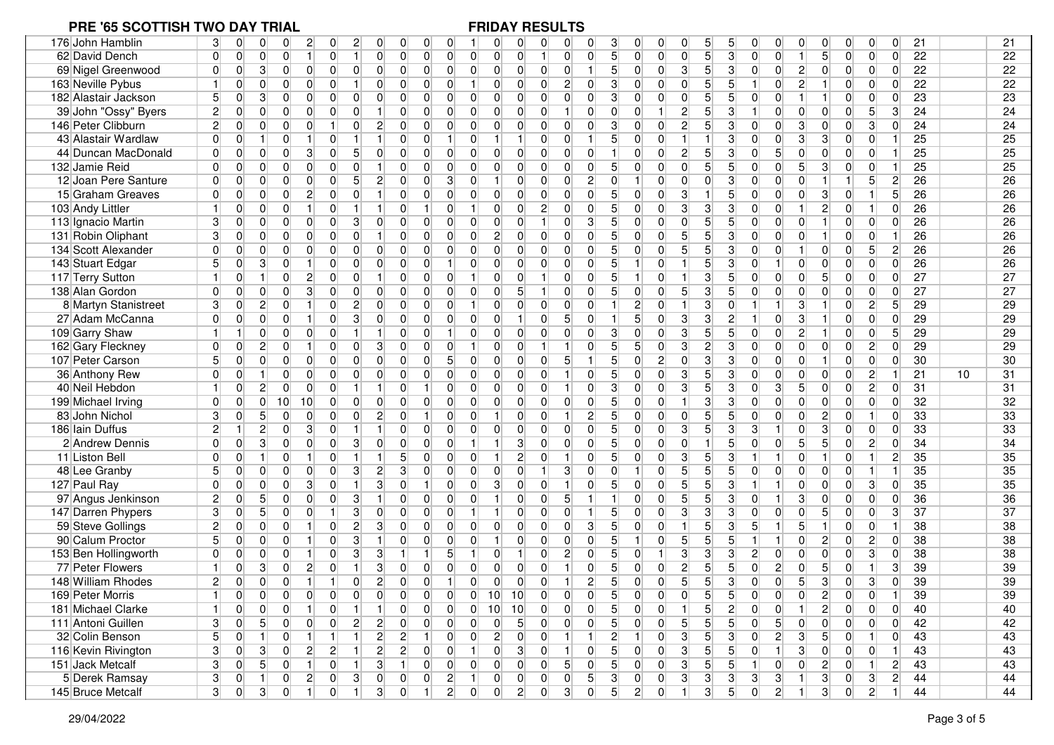# PRE '65 SCOTTISH TWO DAY TRIAL

## FRIDAY RESULTS

| No. | Name | | | | | | | | | | | | | | | | | | | | | | | | | | | | | | | | | | | | |
|---|---|---|---|---|---|---|---|---|---|---|---|---|---|---|---|---|---|---|---|---|---|---|---|---|---|---|---|---|---|---|---|---|---|---|---|---|---|
| 176 | John Hamblin | 3 | 0 | 0 | 0 | 2 | 0 | 2 | 0 | 0 | 0 | 0 | 0 | 1 | 0 | 0 | 0 | 0 | 0 | 0 | 3 | 0 | 0 | 0 | 5 | 5 | 0 | 0 | 0 | 0 | 0 | 0 | 0 | 0 | 21 | | 21 |
| 62 | David Dench | 0 | 0 | 0 | 0 | 1 | 0 | 1 | 0 | 0 | 0 | 0 | 0 | 0 | 0 | 0 | 0 | 1 | 0 | 0 | 5 | 0 | 0 | 0 | 5 | 3 | 0 | 0 | 1 | 5 | 0 | 0 | 0 | 0 | 22 | | 22 |
| 69 | Nigel Greenwood | 0 | 0 | 3 | 0 | 0 | 0 | 0 | 0 | 0 | 0 | 0 | 0 | 0 | 0 | 0 | 0 | 0 | 0 | 1 | 5 | 0 | 0 | 3 | 5 | 3 | 0 | 0 | 2 | 0 | 0 | 0 | 0 | 0 | 22 | | 22 |
| 163 | Neville Pybus | 1 | 0 | 0 | 0 | 0 | 0 | 1 | 0 | 0 | 0 | 0 | 0 | 1 | 0 | 0 | 0 | 0 | 2 | 0 | 3 | 0 | 0 | 0 | 5 | 5 | 1 | 0 | 2 | 1 | 0 | 0 | 0 | 0 | 22 | | 22 |
| 182 | Alastair Jackson | 5 | 0 | 3 | 0 | 0 | 0 | 0 | 0 | 0 | 0 | 0 | 0 | 0 | 0 | 0 | 0 | 0 | 0 | 0 | 3 | 0 | 0 | 0 | 5 | 5 | 0 | 0 | 1 | 1 | 0 | 0 | 0 | 0 | 23 | | 23 |
| 39 | John "Ossy" Byers | 2 | 0 | 0 | 0 | 0 | 0 | 0 | 0 | 1 | 0 | 0 | 0 | 0 | 0 | 0 | 0 | 0 | 1 | 0 | 0 | 0 | 1 | 2 | 5 | 3 | 1 | 0 | 0 | 0 | 0 | 0 | 5 | 3 | 24 | | 24 |
| 146 | Peter Clibburn | 2 | 0 | 0 | 0 | 0 | 1 | 0 | 2 | 0 | 0 | 0 | 0 | 0 | 0 | 0 | 0 | 0 | 0 | 0 | 3 | 0 | 0 | 2 | 5 | 3 | 0 | 0 | 3 | 0 | 0 | 0 | 3 | 0 | 24 | | 24 |
| 43 | Alastair Wardlaw | 0 | 0 | 1 | 0 | 1 | 0 | 1 | 1 | 0 | 0 | 0 | 1 | 0 | 1 | 1 | 0 | 0 | 0 | 1 | 5 | 0 | 0 | 1 | 1 | 3 | 0 | 0 | 3 | 3 | 0 | 0 | 0 | 1 | 25 | | 25 |
| 44 | Duncan MacDonald | 0 | 0 | 0 | 0 | 3 | 0 | 5 | 0 | 0 | 0 | 0 | 0 | 0 | 0 | 0 | 0 | 0 | 0 | 0 | 1 | 0 | 0 | 2 | 5 | 3 | 0 | 5 | 0 | 0 | 0 | 0 | 0 | 1 | 25 | | 25 |
| 132 | Jamie Reid | 0 | 0 | 0 | 0 | 0 | 0 | 0 | 1 | 0 | 0 | 0 | 0 | 0 | 0 | 0 | 0 | 0 | 0 | 0 | 5 | 0 | 0 | 0 | 5 | 5 | 0 | 0 | 5 | 3 | 0 | 0 | 0 | 1 | 25 | | 25 |
| 12 | Joan Pere Santure | 0 | 0 | 0 | 0 | 0 | 0 | 5 | 2 | 0 | 0 | 3 | 0 | 1 | 0 | 0 | 0 | 0 | 0 | 2 | 0 | 1 | 0 | 0 | 3 | 0 | 0 | 0 | 0 | 0 | 1 | 1 | 5 | 2 | 26 | | 26 |
| 15 | Graham Greaves | 0 | 0 | 0 | 0 | 2 | 0 | 0 | 1 | 0 | 0 | 0 | 0 | 0 | 0 | 0 | 0 | 0 | 0 | 0 | 5 | 0 | 0 | 3 | 1 | 5 | 0 | 0 | 0 | 0 | 3 | 0 | 1 | 5 | 26 | | 26 |
| 103 | Andy Littler | 1 | 0 | 0 | 0 | 1 | 0 | 1 | 1 | 0 | 1 | 0 | 0 | 1 | 0 | 0 | 2 | 0 | 0 | 0 | 5 | 0 | 0 | 3 | 3 | 3 | 0 | 0 | 1 | 2 | 0 | 1 | 0 | 0 | 26 | | 26 |
| 113 | Ignacio Martin | 3 | 0 | 0 | 0 | 0 | 0 | 3 | 0 | 0 | 0 | 0 | 0 | 0 | 0 | 0 | 0 | 1 | 0 | 3 | 5 | 0 | 0 | 0 | 5 | 5 | 0 | 0 | 0 | 1 | 0 | 0 | 0 | 0 | 26 | | 26 |
| 131 | Robin Oliphant | 3 | 0 | 0 | 0 | 0 | 0 | 0 | 1 | 0 | 0 | 0 | 0 | 0 | 2 | 0 | 0 | 0 | 0 | 0 | 5 | 0 | 0 | 5 | 5 | 3 | 0 | 0 | 0 | 1 | 0 | 0 | 0 | 1 | 26 | | 26 |
| 134 | Scott Alexander | 0 | 0 | 0 | 0 | 0 | 0 | 0 | 0 | 0 | 0 | 0 | 0 | 0 | 0 | 0 | 0 | 0 | 0 | 0 | 5 | 0 | 0 | 5 | 5 | 3 | 0 | 0 | 1 | 0 | 0 | 0 | 5 | 2 | 26 | | 26 |
| 143 | Stuart Edgar | 5 | 0 | 3 | 0 | 1 | 0 | 0 | 0 | 0 | 0 | 0 | 1 | 0 | 0 | 0 | 0 | 0 | 0 | 0 | 5 | 1 | 0 | 1 | 5 | 3 | 0 | 1 | 0 | 0 | 0 | 0 | 0 | 0 | 26 | | 26 |
| 117 | Terry Sutton | 1 | 0 | 1 | 0 | 2 | 0 | 0 | 1 | 0 | 0 | 0 | 0 | 1 | 0 | 0 | 1 | 0 | 0 | 0 | 5 | 1 | 0 | 1 | 3 | 5 | 0 | 0 | 0 | 0 | 5 | 0 | 0 | 0 | 27 | | 27 |
| 138 | Alan Gordon | 0 | 0 | 0 | 0 | 3 | 0 | 0 | 0 | 0 | 0 | 0 | 0 | 0 | 0 | 5 | 1 | 0 | 0 | 0 | 5 | 0 | 0 | 5 | 3 | 5 | 0 | 0 | 0 | 0 | 0 | 0 | 0 | 0 | 27 | | 27 |
| 8 | Martyn Stanistreet | 3 | 0 | 2 | 0 | 1 | 0 | 2 | 0 | 0 | 0 | 0 | 0 | 1 | 0 | 0 | 0 | 0 | 0 | 0 | 1 | 2 | 0 | 1 | 3 | 0 | 1 | 1 | 3 | 1 | 0 | 0 | 2 | 5 | 29 | | 29 |
| 27 | Adam McCanna | 0 | 0 | 0 | 0 | 1 | 0 | 3 | 0 | 0 | 0 | 0 | 0 | 0 | 0 | 0 | 1 | 0 | 5 | 0 | 1 | 5 | 0 | 3 | 3 | 2 | 1 | 0 | 3 | 1 | 0 | 0 | 0 | 0 | 29 | | 29 |
| 109 | Garry Shaw | 1 | 1 | 0 | 0 | 0 | 0 | 1 | 1 | 0 | 0 | 0 | 1 | 0 | 0 | 0 | 0 | 0 | 0 | 0 | 3 | 0 | 0 | 3 | 5 | 5 | 0 | 0 | 2 | 1 | 0 | 0 | 0 | 5 | 29 | | 29 |
| 162 | Gary Fleckney | 0 | 0 | 2 | 0 | 1 | 0 | 0 | 3 | 0 | 0 | 0 | 0 | 1 | 0 | 0 | 1 | 1 | 0 | 0 | 5 | 5 | 0 | 3 | 2 | 3 | 0 | 0 | 0 | 0 | 0 | 0 | 2 | 0 | 29 | | 29 |
| 107 | Peter Carson | 5 | 0 | 0 | 0 | 0 | 0 | 0 | 0 | 0 | 0 | 0 | 5 | 0 | 0 | 0 | 0 | 0 | 5 | 1 | 5 | 0 | 2 | 0 | 3 | 3 | 0 | 0 | 0 | 0 | 1 | 0 | 0 | 0 | 30 | | 30 |
| 36 | Anthony Rew | 0 | 0 | 1 | 0 | 0 | 0 | 0 | 0 | 0 | 0 | 0 | 0 | 0 | 0 | 0 | 0 | 0 | 1 | 0 | 5 | 0 | 0 | 3 | 5 | 3 | 0 | 0 | 0 | 0 | 0 | 0 | 2 | 1 | 21 | 10 | 31 |
| 40 | Neil Hebdon | 1 | 0 | 2 | 0 | 0 | 0 | 1 | 1 | 0 | 1 | 0 | 0 | 0 | 0 | 0 | 0 | 0 | 1 | 0 | 3 | 0 | 0 | 3 | 5 | 3 | 0 | 3 | 5 | 0 | 0 | 0 | 2 | 0 | 31 | | 31 |
| 199 | Michael Irving | 0 | 0 | 0 | 10 | 10 | 0 | 0 | 0 | 0 | 0 | 0 | 0 | 0 | 0 | 0 | 0 | 0 | 0 | 0 | 5 | 0 | 0 | 1 | 3 | 3 | 0 | 0 | 0 | 0 | 0 | 0 | 0 | 0 | 32 | | 32 |
| 83 | John Nichol | 3 | 0 | 5 | 0 | 0 | 0 | 0 | 2 | 0 | 1 | 0 | 0 | 0 | 1 | 0 | 0 | 0 | 1 | 2 | 5 | 0 | 0 | 0 | 5 | 5 | 0 | 0 | 0 | 0 | 2 | 0 | 1 | 0 | 33 | | 33 |
| 186 | Iain Duffus | 2 | 1 | 2 | 0 | 3 | 0 | 1 | 1 | 0 | 0 | 0 | 0 | 0 | 0 | 0 | 0 | 0 | 0 | 0 | 5 | 0 | 0 | 3 | 5 | 3 | 3 | 1 | 0 | 3 | 0 | 0 | 0 | 0 | 33 | | 33 |
| 2 | Andrew Dennis | 0 | 0 | 3 | 0 | 0 | 0 | 3 | 0 | 0 | 0 | 0 | 0 | 1 | 1 | 3 | 0 | 0 | 0 | 0 | 5 | 0 | 0 | 0 | 1 | 5 | 0 | 0 | 5 | 5 | 0 | 2 | 0 | 0 | 34 | | 34 |
| 11 | Liston Bell | 0 | 0 | 1 | 0 | 1 | 0 | 1 | 1 | 5 | 0 | 0 | 0 | 0 | 1 | 2 | 0 | 1 | 0 | 0 | 5 | 0 | 0 | 3 | 5 | 3 | 1 | 1 | 0 | 1 | 0 | 0 | 1 | 2 | 35 | | 35 |
| 48 | Lee Granby | 5 | 0 | 0 | 0 | 0 | 0 | 3 | 2 | 3 | 0 | 0 | 0 | 0 | 0 | 0 | 1 | 3 | 0 | 0 | 0 | 1 | 0 | 5 | 5 | 5 | 0 | 0 | 0 | 0 | 0 | 0 | 1 | 1 | 35 | | 35 |
| 127 | Paul Ray | 0 | 0 | 0 | 0 | 3 | 0 | 1 | 3 | 0 | 1 | 0 | 0 | 0 | 3 | 0 | 0 | 1 | 0 | 0 | 5 | 0 | 0 | 5 | 5 | 3 | 1 | 1 | 0 | 0 | 0 | 0 | 3 | 0 | 35 | | 35 |
| 97 | Angus Jenkinson | 2 | 0 | 5 | 0 | 0 | 0 | 3 | 1 | 0 | 0 | 0 | 0 | 0 | 1 | 0 | 0 | 0 | 5 | 1 | 1 | 0 | 0 | 5 | 5 | 3 | 0 | 1 | 3 | 0 | 0 | 0 | 0 | 0 | 36 | | 36 |
| 147 | Darren Phypers | 3 | 0 | 5 | 0 | 0 | 1 | 3 | 0 | 0 | 0 | 0 | 0 | 1 | 1 | 0 | 0 | 0 | 0 | 1 | 5 | 0 | 0 | 3 | 3 | 3 | 0 | 0 | 0 | 5 | 0 | 0 | 0 | 3 | 37 | | 37 |
| 59 | Steve Gollings | 2 | 0 | 0 | 0 | 1 | 0 | 2 | 3 | 0 | 0 | 0 | 0 | 0 | 0 | 0 | 0 | 0 | 0 | 3 | 5 | 0 | 0 | 1 | 5 | 3 | 5 | 1 | 5 | 1 | 0 | 0 | 0 | 1 | 38 | | 38 |
| 90 | Calum Proctor | 5 | 0 | 0 | 0 | 1 | 0 | 3 | 1 | 0 | 0 | 0 | 0 | 0 | 1 | 0 | 0 | 0 | 0 | 0 | 5 | 1 | 0 | 5 | 5 | 5 | 1 | 1 | 0 | 2 | 0 | 0 | 2 | 0 | 38 | | 38 |
| 153 | Ben Hollingworth | 0 | 0 | 0 | 0 | 1 | 0 | 3 | 3 | 1 | 0 | 1 | 5 | 1 | 0 | 1 | 0 | 2 | 0 | 0 | 5 | 0 | 1 | 3 | 3 | 3 | 2 | 0 | 0 | 0 | 0 | 0 | 3 | 0 | 38 | | 38 |
| 77 | Peter Flowers | 1 | 0 | 3 | 0 | 2 | 0 | 1 | 3 | 0 | 0 | 0 | 0 | 0 | 0 | 0 | 0 | 1 | 0 | 0 | 5 | 0 | 0 | 2 | 5 | 5 | 0 | 2 | 0 | 5 | 0 | 0 | 1 | 3 | 39 | | 39 |
| 148 | William Rhodes | 2 | 0 | 0 | 0 | 1 | 1 | 0 | 2 | 0 | 0 | 0 | 1 | 0 | 0 | 0 | 0 | 0 | 1 | 2 | 5 | 0 | 0 | 5 | 5 | 3 | 0 | 0 | 5 | 3 | 0 | 0 | 3 | 0 | 39 | | 39 |
| 169 | Peter Morris | 1 | 0 | 0 | 0 | 0 | 0 | 0 | 0 | 0 | 0 | 0 | 0 | 0 | 10 | 10 | 0 | 0 | 0 | 0 | 5 | 0 | 0 | 0 | 5 | 5 | 0 | 0 | 0 | 2 | 0 | 0 | 0 | 1 | 39 | | 39 |
| 181 | Michael Clarke | 1 | 0 | 0 | 0 | 1 | 0 | 1 | 1 | 0 | 0 | 0 | 0 | 0 | 10 | 10 | 0 | 0 | 0 | 0 | 5 | 0 | 0 | 1 | 5 | 2 | 0 | 0 | 1 | 2 | 0 | 0 | 0 | 0 | 40 | | 40 |
| 111 | Antoni Guillen | 3 | 0 | 5 | 0 | 0 | 0 | 2 | 2 | 0 | 0 | 0 | 0 | 0 | 0 | 5 | 0 | 0 | 0 | 0 | 5 | 0 | 0 | 5 | 5 | 5 | 0 | 5 | 0 | 0 | 0 | 0 | 0 | 0 | 42 | | 42 |
| 32 | Colin Benson | 5 | 0 | 1 | 0 | 1 | 1 | 1 | 2 | 2 | 1 | 0 | 0 | 0 | 2 | 0 | 0 | 1 | 1 | 0 | 2 | 1 | 0 | 3 | 5 | 3 | 0 | 2 | 3 | 5 | 0 | 0 | 1 | 0 | 43 | | 43 |
| 116 | Kevin Rivington | 3 | 0 | 3 | 0 | 2 | 2 | 1 | 2 | 2 | 0 | 0 | 0 | 1 | 0 | 3 | 0 | 1 | 0 | 0 | 5 | 0 | 0 | 3 | 5 | 5 | 0 | 1 | 3 | 0 | 0 | 0 | 0 | 1 | 43 | | 43 |
| 151 | Jack Metcalf | 3 | 0 | 5 | 0 | 1 | 0 | 1 | 3 | 1 | 0 | 0 | 0 | 0 | 0 | 0 | 0 | 5 | 0 | 0 | 5 | 0 | 0 | 3 | 5 | 5 | 1 | 0 | 0 | 2 | 0 | 0 | 1 | 2 | 43 | | 43 |
| 5 | Derek Ramsay | 3 | 0 | 1 | 0 | 2 | 0 | 3 | 0 | 0 | 0 | 0 | 2 | 1 | 0 | 0 | 0 | 0 | 0 | 5 | 3 | 0 | 0 | 3 | 3 | 3 | 3 | 3 | 1 | 3 | 0 | 0 | 3 | 2 | 44 | | 44 |
| 145 | Bruce Metcalf | 3 | 0 | 3 | 0 | 1 | 0 | 1 | 3 | 0 | 1 | 0 | 2 | 0 | 0 | 2 | 0 | 3 | 0 | 0 | 5 | 2 | 0 | 1 | 3 | 5 | 0 | 2 | 1 | 3 | 0 | 0 | 2 | 1 | 44 | | 44 |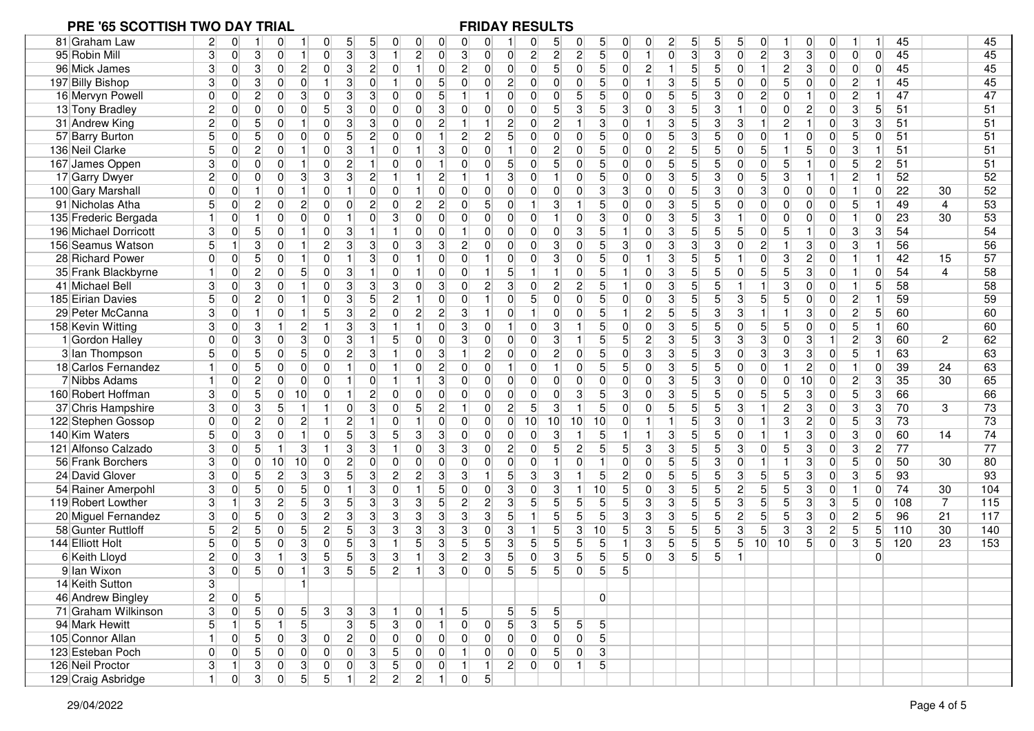# PRE '65 SCOTTISH TWO DAY TRIAL

## FRIDAY RESULTS

| | | | | | | | | | | | | | | | | | | | | | | | | | | | | | | | | | |
|---|---|---|---|---|---|---|---|---|---|---|---|---|---|---|---|---|---|---|---|---|---|---|---|---|---|---|---|---|---|---|---|---|---|
| 81 | Graham Law | 2 | 0 | 1 | 0 | 1 | 0 | 5 | 5 | 0 | 0 | 0 | 0 | 0 | 1 | 0 | 5 | 0 | 5 | 0 | 0 | 2 | 5 | 5 | 5 | 0 | 1 | 0 | 0 | 1 | 1 | 45 | | 45 |
| 95 | Robin Mill | 3 | 0 | 3 | 0 | 1 | 0 | 3 | 3 | 1 | 2 | 0 | 3 | 0 | 0 | 2 | 2 | 2 | 5 | 0 | 1 | 0 | 3 | 3 | 0 | 2 | 3 | 3 | 0 | 0 | 0 | 45 | | 45 |
| 96 | Mick James | 3 | 0 | 3 | 0 | 2 | 0 | 3 | 2 | 0 | 1 | 0 | 2 | 0 | 0 | 0 | 5 | 0 | 5 | 0 | 2 | 1 | 5 | 5 | 0 | 1 | 2 | 3 | 0 | 0 | 0 | 45 | | 45 |
| 197 | Billy Bishop | 3 | 0 | 3 | 0 | 0 | 1 | 3 | 0 | 1 | 0 | 5 | 0 | 0 | 2 | 0 | 0 | 0 | 5 | 0 | 1 | 3 | 5 | 5 | 0 | 0 | 5 | 0 | 0 | 2 | 1 | 45 | | 45 |
| 16 | Mervyn Powell | 0 | 0 | 2 | 0 | 3 | 0 | 3 | 3 | 0 | 0 | 5 | 1 | 1 | 0 | 0 | 0 | 5 | 5 | 0 | 0 | 5 | 5 | 3 | 0 | 2 | 0 | 1 | 0 | 2 | 1 | 47 | | 47 |
| 13 | Tony Bradley | 2 | 0 | 0 | 0 | 0 | 5 | 3 | 0 | 0 | 0 | 3 | 0 | 0 | 0 | 0 | 5 | 3 | 5 | 3 | 0 | 3 | 5 | 3 | 1 | 0 | 0 | 2 | 0 | 3 | 5 | 51 | | 51 |
| 31 | Andrew King | 2 | 0 | 5 | 0 | 1 | 0 | 3 | 3 | 0 | 0 | 2 | 1 | 1 | 2 | 0 | 2 | 1 | 3 | 0 | 1 | 3 | 5 | 3 | 3 | 1 | 2 | 1 | 0 | 3 | 3 | 51 | | 51 |
| 57 | Barry Burton | 5 | 0 | 5 | 0 | 0 | 0 | 5 | 2 | 0 | 0 | 1 | 2 | 2 | 5 | 0 | 0 | 0 | 5 | 0 | 0 | 5 | 3 | 5 | 0 | 0 | 1 | 0 | 0 | 5 | 0 | 51 | | 51 |
| 136 | Neil Clarke | 5 | 0 | 2 | 0 | 1 | 0 | 3 | 1 | 0 | 1 | 3 | 0 | 0 | 1 | 0 | 2 | 0 | 5 | 0 | 0 | 2 | 5 | 5 | 0 | 5 | 1 | 5 | 0 | 3 | 1 | 51 | | 51 |
| 167 | James Oppen | 3 | 0 | 0 | 0 | 1 | 0 | 2 | 1 | 0 | 0 | 1 | 0 | 0 | 5 | 0 | 5 | 0 | 5 | 0 | 0 | 5 | 5 | 5 | 0 | 0 | 5 | 1 | 0 | 5 | 2 | 51 | | 51 |
| 17 | Garry Dwyer | 2 | 0 | 0 | 0 | 3 | 3 | 3 | 2 | 1 | 1 | 2 | 1 | 1 | 3 | 0 | 1 | 0 | 5 | 0 | 0 | 3 | 5 | 3 | 0 | 5 | 3 | 1 | 1 | 2 | 1 | 52 | | 52 |
| 100 | Gary Marshall | 0 | 0 | 1 | 0 | 1 | 0 | 1 | 0 | 0 | 1 | 0 | 0 | 0 | 0 | 0 | 0 | 0 | 3 | 3 | 0 | 0 | 5 | 3 | 0 | 3 | 0 | 0 | 0 | 1 | 0 | 22 | 30 | 52 |
| 91 | Nicholas Atha | 5 | 0 | 2 | 0 | 2 | 0 | 0 | 2 | 0 | 2 | 2 | 0 | 5 | 0 | 1 | 3 | 1 | 5 | 0 | 0 | 3 | 5 | 5 | 0 | 0 | 0 | 0 | 0 | 5 | 1 | 49 | 4 | 53 |
| 135 | Frederic Bergada | 1 | 0 | 1 | 0 | 0 | 0 | 1 | 0 | 3 | 0 | 0 | 0 | 0 | 0 | 0 | 1 | 0 | 3 | 0 | 0 | 3 | 5 | 3 | 1 | 0 | 0 | 0 | 0 | 1 | 0 | 23 | 30 | 53 |
| 196 | Michael Dorricott | 3 | 0 | 5 | 0 | 1 | 0 | 3 | 1 | 1 | 0 | 0 | 1 | 0 | 0 | 0 | 0 | 3 | 5 | 1 | 0 | 3 | 5 | 5 | 5 | 0 | 5 | 1 | 0 | 3 | 3 | 54 | | 54 |
| 156 | Seamus Watson | 5 | 1 | 3 | 0 | 1 | 2 | 3 | 3 | 0 | 3 | 3 | 2 | 0 | 0 | 0 | 3 | 0 | 5 | 3 | 0 | 3 | 3 | 3 | 0 | 2 | 1 | 3 | 0 | 3 | 1 | 56 | | 56 |
| 28 | Richard Power | 0 | 0 | 5 | 0 | 1 | 0 | 1 | 3 | 0 | 1 | 0 | 0 | 1 | 0 | 0 | 3 | 0 | 5 | 0 | 1 | 3 | 5 | 5 | 1 | 0 | 3 | 2 | 0 | 1 | 1 | 42 | 15 | 57 |
| 35 | Frank Blackbyrne | 1 | 0 | 2 | 0 | 5 | 0 | 3 | 1 | 0 | 1 | 0 | 0 | 1 | 5 | 1 | 1 | 0 | 5 | 1 | 0 | 3 | 5 | 5 | 0 | 5 | 5 | 3 | 0 | 1 | 0 | 54 | 4 | 58 |
| 41 | Michael Bell | 3 | 0 | 3 | 0 | 1 | 0 | 3 | 3 | 3 | 0 | 3 | 0 | 2 | 3 | 0 | 2 | 2 | 5 | 1 | 0 | 3 | 5 | 5 | 1 | 1 | 3 | 0 | 0 | 1 | 5 | 58 | | 58 |
| 185 | Eirian Davies | 5 | 0 | 2 | 0 | 1 | 0 | 3 | 5 | 2 | 1 | 0 | 0 | 1 | 0 | 5 | 0 | 0 | 5 | 0 | 0 | 3 | 5 | 5 | 3 | 5 | 5 | 0 | 0 | 2 | 1 | 59 | | 59 |
| 29 | Peter McCanna | 3 | 0 | 1 | 0 | 1 | 5 | 3 | 2 | 0 | 2 | 2 | 3 | 1 | 0 | 1 | 0 | 0 | 5 | 1 | 2 | 5 | 5 | 3 | 3 | 1 | 1 | 3 | 0 | 2 | 5 | 60 | | 60 |
| 158 | Kevin Witting | 3 | 0 | 3 | 1 | 2 | 1 | 3 | 3 | 1 | 1 | 0 | 3 | 0 | 1 | 0 | 3 | 1 | 5 | 0 | 0 | 3 | 5 | 5 | 0 | 5 | 5 | 0 | 0 | 5 | 1 | 60 | | 60 |
| 1 | Gordon Halley | 0 | 0 | 3 | 0 | 3 | 0 | 3 | 1 | 5 | 0 | 0 | 3 | 0 | 0 | 0 | 3 | 1 | 5 | 5 | 2 | 3 | 5 | 3 | 3 | 3 | 0 | 3 | 1 | 2 | 3 | 60 | 2 | 62 |
| 3 | Ian Thompson | 5 | 0 | 5 | 0 | 5 | 0 | 2 | 3 | 1 | 0 | 3 | 1 | 2 | 0 | 0 | 2 | 0 | 5 | 0 | 3 | 3 | 5 | 3 | 0 | 3 | 3 | 3 | 0 | 5 | 1 | 63 | | 63 |
| 18 | Carlos Fernandez | 1 | 0 | 5 | 0 | 0 | 0 | 1 | 0 | 1 | 0 | 2 | 0 | 0 | 1 | 0 | 1 | 0 | 5 | 5 | 0 | 3 | 5 | 5 | 0 | 0 | 1 | 2 | 0 | 1 | 0 | 39 | 24 | 63 |
| 7 | Nibbs Adams | 1 | 0 | 2 | 0 | 0 | 0 | 1 | 0 | 1 | 1 | 3 | 0 | 0 | 0 | 0 | 0 | 0 | 0 | 0 | 0 | 3 | 5 | 3 | 0 | 0 | 0 | 10 | 0 | 2 | 3 | 35 | 30 | 65 |
| 160 | Robert Hoffman | 3 | 0 | 5 | 0 | 10 | 0 | 1 | 2 | 0 | 0 | 0 | 0 | 0 | 0 | 0 | 0 | 3 | 5 | 3 | 0 | 3 | 5 | 5 | 0 | 5 | 5 | 3 | 0 | 5 | 3 | 66 | | 66 |
| 37 | Chris Hampshire | 3 | 0 | 3 | 5 | 1 | 1 | 0 | 3 | 0 | 5 | 2 | 1 | 0 | 2 | 5 | 3 | 1 | 5 | 0 | 0 | 5 | 5 | 5 | 3 | 1 | 2 | 3 | 0 | 3 | 3 | 70 | 3 | 73 |
| 122 | Stephen Gossop | 0 | 0 | 2 | 0 | 2 | 1 | 2 | 1 | 0 | 1 | 0 | 0 | 0 | 0 | 10 | 10 | 10 | 10 | 0 | 1 | 1 | 5 | 3 | 0 | 1 | 3 | 2 | 0 | 5 | 3 | 73 | | 73 |
| 140 | Kim Waters | 5 | 0 | 3 | 0 | 1 | 0 | 5 | 3 | 5 | 3 | 3 | 0 | 0 | 0 | 0 | 3 | 1 | 5 | 1 | 1 | 3 | 5 | 5 | 0 | 1 | 1 | 3 | 0 | 3 | 0 | 60 | 14 | 74 |
| 121 | Alfonso Calzado | 3 | 0 | 5 | 1 | 3 | 1 | 3 | 3 | 1 | 0 | 3 | 3 | 0 | 2 | 0 | 5 | 2 | 5 | 5 | 3 | 3 | 5 | 5 | 3 | 0 | 5 | 3 | 0 | 3 | 2 | 77 | | 77 |
| 56 | Frank Borchers | 3 | 0 | 0 | 10 | 10 | 0 | 2 | 0 | 0 | 0 | 0 | 0 | 0 | 0 | 0 | 1 | 0 | 1 | 0 | 0 | 5 | 5 | 3 | 0 | 1 | 1 | 3 | 0 | 5 | 0 | 50 | 30 | 80 |
| 24 | David Glover | 3 | 0 | 5 | 2 | 3 | 3 | 5 | 3 | 2 | 2 | 3 | 3 | 1 | 5 | 3 | 3 | 1 | 5 | 2 | 0 | 5 | 5 | 5 | 3 | 5 | 5 | 3 | 0 | 3 | 5 | 93 | | 93 |
| 54 | Rainer Amerpohl | 3 | 0 | 5 | 0 | 5 | 0 | 1 | 3 | 0 | 1 | 5 | 0 | 0 | 3 | 0 | 3 | 1 | 10 | 5 | 0 | 3 | 5 | 5 | 2 | 5 | 5 | 3 | 0 | 1 | 0 | 74 | 30 | 104 |
| 119 | Robert Lowther | 3 | 1 | 3 | 2 | 5 | 3 | 5 | 3 | 3 | 3 | 5 | 2 | 2 | 3 | 5 | 5 | 5 | 5 | 5 | 3 | 3 | 5 | 5 | 3 | 5 | 5 | 3 | 3 | 5 | 0 | 108 | 7 | 115 |
| 20 | Miguel Fernandez | 3 | 0 | 5 | 0 | 3 | 2 | 3 | 3 | 3 | 3 | 3 | 3 | 3 | 5 | 1 | 5 | 5 | 5 | 3 | 3 | 3 | 5 | 5 | 2 | 5 | 5 | 3 | 0 | 2 | 5 | 96 | 21 | 117 |
| 58 | Gunter Ruttloff | 5 | 2 | 5 | 0 | 5 | 2 | 5 | 3 | 3 | 3 | 3 | 3 | 0 | 3 | 1 | 5 | 3 | 10 | 5 | 3 | 5 | 5 | 5 | 3 | 5 | 3 | 3 | 2 | 5 | 5 | 110 | 30 | 140 |
| 144 | Elliott Holt | 5 | 0 | 5 | 0 | 3 | 0 | 5 | 3 | 1 | 5 | 3 | 5 | 5 | 3 | 5 | 5 | 5 | 5 | 1 | 3 | 5 | 5 | 5 | 5 | 10 | 10 | 5 | 0 | 3 | 5 | 120 | 23 | 153 |
| 6 | Keith Lloyd | 2 | 0 | 3 | 1 | 3 | 5 | 5 | 3 | 3 | 1 | 3 | 2 | 3 | 5 | 0 | 3 | 5 | 5 | 5 | 0 | 3 | 5 | 5 | 1 | | | | | | 0 | | | |
| 9 | Ian Wixon | 3 | 0 | 5 | 0 | 1 | 3 | 5 | 5 | 2 | 1 | 3 | 0 | 0 | 5 | 5 | 5 | 0 | 5 | 5 | | | | | | | | | | | | | | |
| 14 | Keith Sutton | 3 | | | | 1 | | | | | | | | | | | | | | | | | | | | | | | | | | | | |
| 46 | Andrew Bingley | 2 | 0 | 5 | | | | | | | | | | | | | | | 0 | | | | | | | | | | | | | | | |
| 71 | Graham Wilkinson | 3 | 0 | 5 | 0 | 5 | 3 | 3 | 3 | 1 | 0 | 1 | 5 | | 5 | 5 | 5 | | | | | | | | | | | | | | | | | |
| 94 | Mark Hewitt | 5 | 1 | 5 | 1 | 5 | | 3 | 5 | 3 | 0 | 1 | 0 | 0 | 5 | 3 | 5 | 5 | 5 | | | | | | | | | | | | | | | |
| 105 | Connor Allan | 1 | 0 | 5 | 0 | 3 | 0 | 2 | 0 | 0 | 0 | 0 | 0 | 0 | 0 | 0 | 0 | 0 | 5 | | | | | | | | | | | | | | | |
| 123 | Esteban Poch | 0 | 0 | 5 | 0 | 0 | 0 | 0 | 3 | 5 | 0 | 0 | 1 | 0 | 0 | 0 | 5 | 0 | 3 | | | | | | | | | | | | | | | |
| 126 | Neil Proctor | 3 | 1 | 3 | 0 | 3 | 0 | 0 | 3 | 5 | 0 | 0 | 1 | 1 | 2 | 0 | 0 | 1 | 5 | | | | | | | | | | | | | | | |
| 129 | Craig Asbridge | 1 | 0 | 3 | 0 | 5 | 5 | 1 | 2 | 2 | 2 | 1 | 0 | 5 | | | | | | | | | | | | | | | | | | | | |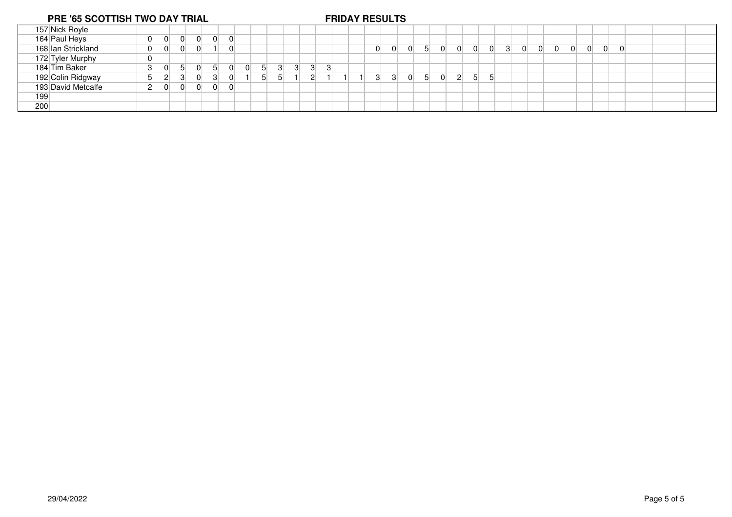## PRE '65 SCOTTISH TWO DAY TRIAL

## FRIDAY RESULTS

| | | | | | | | | | | | | | | | | | | | | | | | | | | | | | | | | | | |
|---|---|---|---|---|---|---|---|---|---|---|---|---|---|---|---|---|---|---|---|---|---|---|---|---|---|---|---|---|---|---|---|---|---|---|
| 157 | Nick Royle | | | | | | | | | | | | | | | | | | | | | | | | | | | | | | | | | |
| 164 | Paul Heys | 0 | 0 | 0 | 0 | 0 | 0 | | | | | | | | | | | | | | | | | | | | | | | | | | | |
| 168 | Ian Strickland | 0 | 0 | 0 | 0 | 1 | 0 | | | | | | | | | 0 | 0 | 0 | 5 | 0 | 0 | 0 | 0 | 3 | 0 | 0 | 0 | 0 | 0 | 0 | 0 | | | |
| 172 | Tyler Murphy | 0 | | | | | | | | | | | | | | | | | | | | | | | | | | | | | | | | |
| 184 | Tim Baker | 3 | 0 | 5 | 0 | 5 | 0 | 0 | 5 | 3 | 3 | 3 | 3 | | | | | | | | | | | | | | | | | | | | | |
| 192 | Colin Ridgway | 5 | 2 | 3 | 0 | 3 | 0 | 1 | 5 | 5 | 1 | 2 | 1 | 1 | 1 | 3 | 3 | 0 | 5 | 0 | 2 | 5 | 5 | | | | | | | | | | | |
| 193 | David Metcalfe | 2 | 0 | 0 | 0 | 0 | 0 | | | | | | | | | | | | | | | | | | | | | | | | | | | |
| 199 | | | | | | | | | | | | | | | | | | | | | | | | | | | | | | | | | | |
| 200 | | | | | | | | | | | | | | | | | | | | | | | | | | | | | | | | | | |